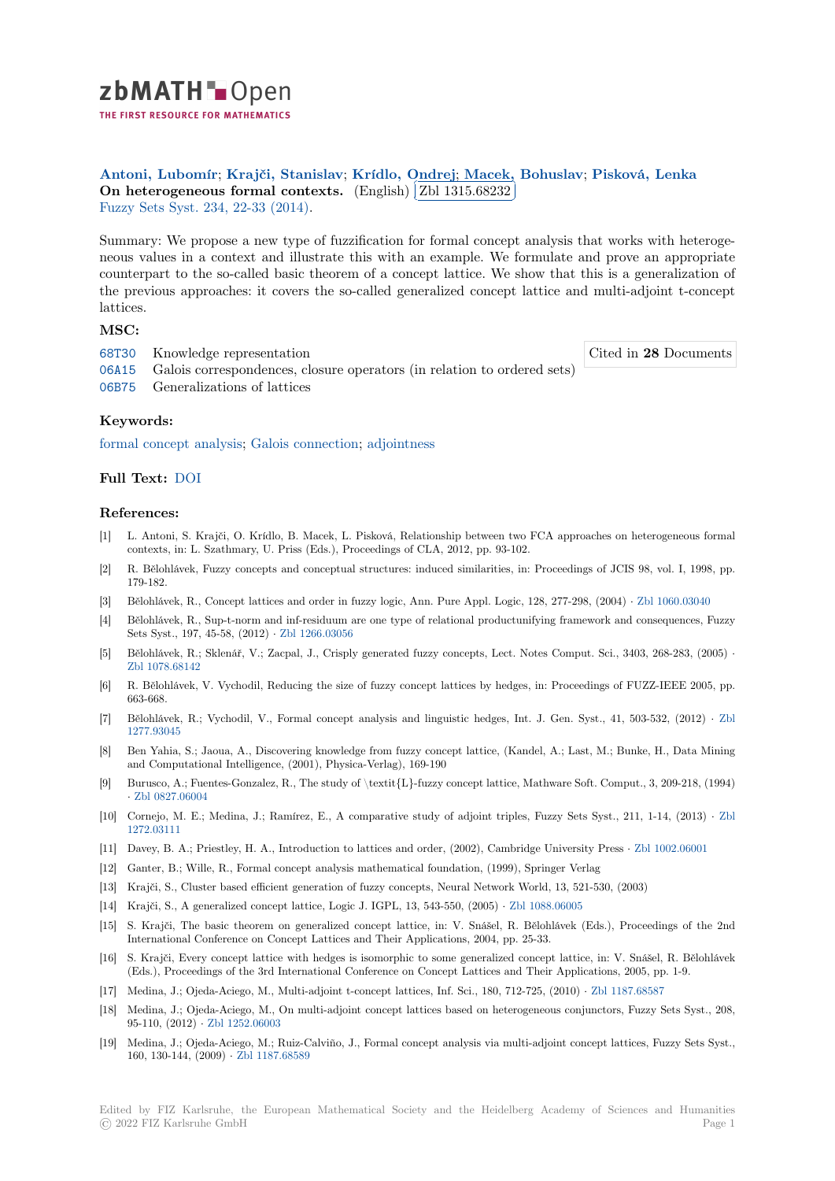zbMATH Open — THE FIRST RESOURCE FOR MATHEMATICS

**Antoni, Lubomír**; **Krajči, Stanislav**; **Krídlo, Ondrej**; **Macek, Bohuslav**; **Pisková, Lenka**

**On heterogeneous formal contexts.** (English) Zbl 1315.68232

Fuzzy Sets Syst. 234, 22-33 (2014).

Summary: We propose a new type of fuzzification for formal concept analysis that works with heterogeneous values in a context and illustrate this with an example. We formulate and prove an appropriate counterpart to the so-called basic theorem of a concept lattice. We show that this is a generalization of the previous approaches: it covers the so-called generalized concept lattice and multi-adjoint t-concept lattices.

### MSC:

- 68T30 Knowledge representation
- 06A15 Galois correspondences, closure operators (in relation to ordered sets)
- 06B75 Generalizations of lattices

Cited in **28** Documents

### Keywords:

formal concept analysis; Galois connection; adjointness

### Full Text: DOI

### References:

[1] L. Antoni, S. Krajči, O. Krídlo, B. Macek, L. Pisková, Relationship between two FCA approaches on heterogeneous formal contexts, in: L. Szathmary, U. Priss (Eds.), Proceedings of CLA, 2012, pp. 93-102.

[2] R. Bělohlávek, Fuzzy concepts and conceptual structures: induced similarities, in: Proceedings of JCIS 98, vol. I, 1998, pp. 179-182.

[3] Bělohlávek, R., Concept lattices and order in fuzzy logic, Ann. Pure Appl. Logic, 128, 277-298, (2004) · Zbl 1060.03040

[4] Bělohlávek, R., Sup-t-norm and inf-residuum are one type of relational productunifying framework and consequences, Fuzzy Sets Syst., 197, 45-58, (2012) · Zbl 1266.03056

[5] Bělohlávek, R.; Sklenář, V.; Zacpal, J., Crisply generated fuzzy concepts, Lect. Notes Comput. Sci., 3403, 268-283, (2005) · Zbl 1078.68142

[6] R. Bělohlávek, V. Vychodil, Reducing the size of fuzzy concept lattices by hedges, in: Proceedings of FUZZ-IEEE 2005, pp. 663-668.

[7] Bělohlávek, R.; Vychodil, V., Formal concept analysis and linguistic hedges, Int. J. Gen. Syst., 41, 503-532, (2012) · Zbl 1277.93045

[8] Ben Yahia, S.; Jaoua, A., Discovering knowledge from fuzzy concept lattice, (Kandel, A.; Last, M.; Bunke, H., Data Mining and Computational Intelligence, (2001), Physica-Verlag), 169-190

[9] Burusco, A.; Fuentes-Gonzalez, R., The study of \textit{L}-fuzzy concept lattice, Mathware Soft. Comput., 3, 209-218, (1994) · Zbl 0827.06004

[10] Cornejo, M. E.; Medina, J.; Ramírez, E., A comparative study of adjoint triples, Fuzzy Sets Syst., 211, 1-14, (2013) · Zbl 1272.03111

[11] Davey, B. A.; Priestley, H. A., Introduction to lattices and order, (2002), Cambridge University Press · Zbl 1002.06001

[12] Ganter, B.; Wille, R., Formal concept analysis mathematical foundation, (1999), Springer Verlag

[13] Krajči, S., Cluster based efficient generation of fuzzy concepts, Neural Network World, 13, 521-530, (2003)

[14] Krajči, S., A generalized concept lattice, Logic J. IGPL, 13, 543-550, (2005) · Zbl 1088.06005

[15] S. Krajči, The basic theorem on generalized concept lattice, in: V. Snášel, R. Bělohlávek (Eds.), Proceedings of the 2nd International Conference on Concept Lattices and Their Applications, 2004, pp. 25-33.

[16] S. Krajči, Every concept lattice with hedges is isomorphic to some generalized concept lattice, in: V. Snášel, R. Bělohlávek (Eds.), Proceedings of the 3rd International Conference on Concept Lattices and Their Applications, 2005, pp. 1-9.

[17] Medina, J.; Ojeda-Aciego, M., Multi-adjoint t-concept lattices, Inf. Sci., 180, 712-725, (2010) · Zbl 1187.68587

[18] Medina, J.; Ojeda-Aciego, M., On multi-adjoint concept lattices based on heterogeneous conjunctors, Fuzzy Sets Syst., 208, 95-110, (2012) · Zbl 1252.06003

[19] Medina, J.; Ojeda-Aciego, M.; Ruiz-Calviño, J., Formal concept analysis via multi-adjoint concept lattices, Fuzzy Sets Syst., 160, 130-144, (2009) · Zbl 1187.68589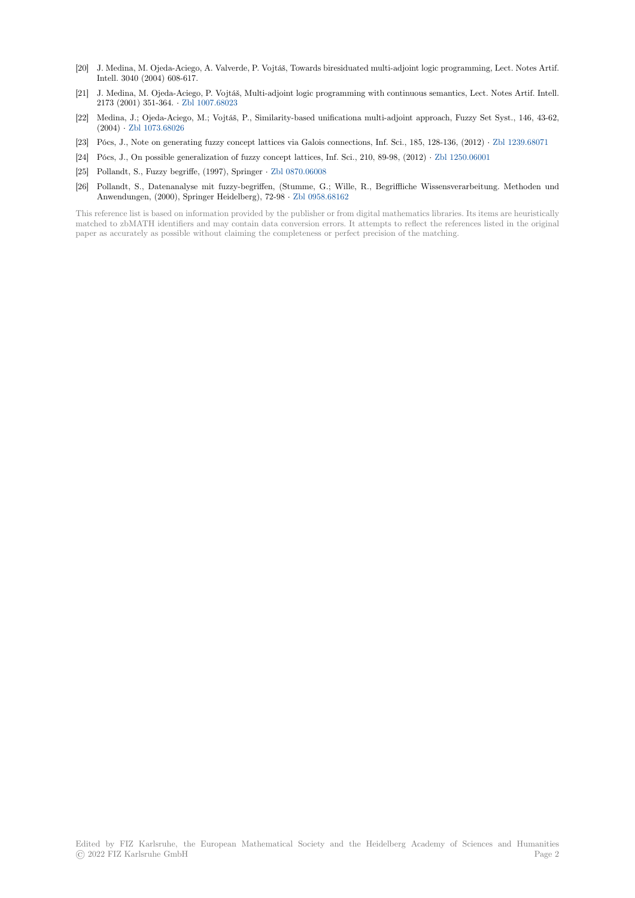[20] J. Medina, M. Ojeda-Aciego, A. Valverde, P. Vojtáš, Towards biresiduated multi-adjoint logic programming, Lect. Notes Artif. Intell. 3040 (2004) 608-617.

[21] J. Medina, M. Ojeda-Aciego, P. Vojtáš, Multi-adjoint logic programming with continuous semantics, Lect. Notes Artif. Intell. 2173 (2001) 351-364. · Zbl 1007.68023

[22] Medina, J.; Ojeda-Aciego, M.; Vojtáš, P., Similarity-based unificationa multi-adjoint approach, Fuzzy Set Syst., 146, 43-62, (2004) · Zbl 1073.68026

[23] Pócs, J., Note on generating fuzzy concept lattices via Galois connections, Inf. Sci., 185, 128-136, (2012) · Zbl 1239.68071

[24] Pócs, J., On possible generalization of fuzzy concept lattices, Inf. Sci., 210, 89-98, (2012) · Zbl 1250.06001

[25] Pollandt, S., Fuzzy begriffe, (1997), Springer · Zbl 0870.06008

[26] Pollandt, S., Datenanalyse mit fuzzy-begriffen, (Stumme, G.; Wille, R., Begriffliche Wissensverarbeitung. Methoden und Anwendungen, (2000), Springer Heidelberg), 72-98 · Zbl 0958.68162

This reference list is based on information provided by the publisher or from digital mathematics libraries. Its items are heuristically matched to zbMATH identifiers and may contain data conversion errors. It attempts to reflect the references listed in the original paper as accurately as possible without claiming the completeness or perfect precision of the matching.